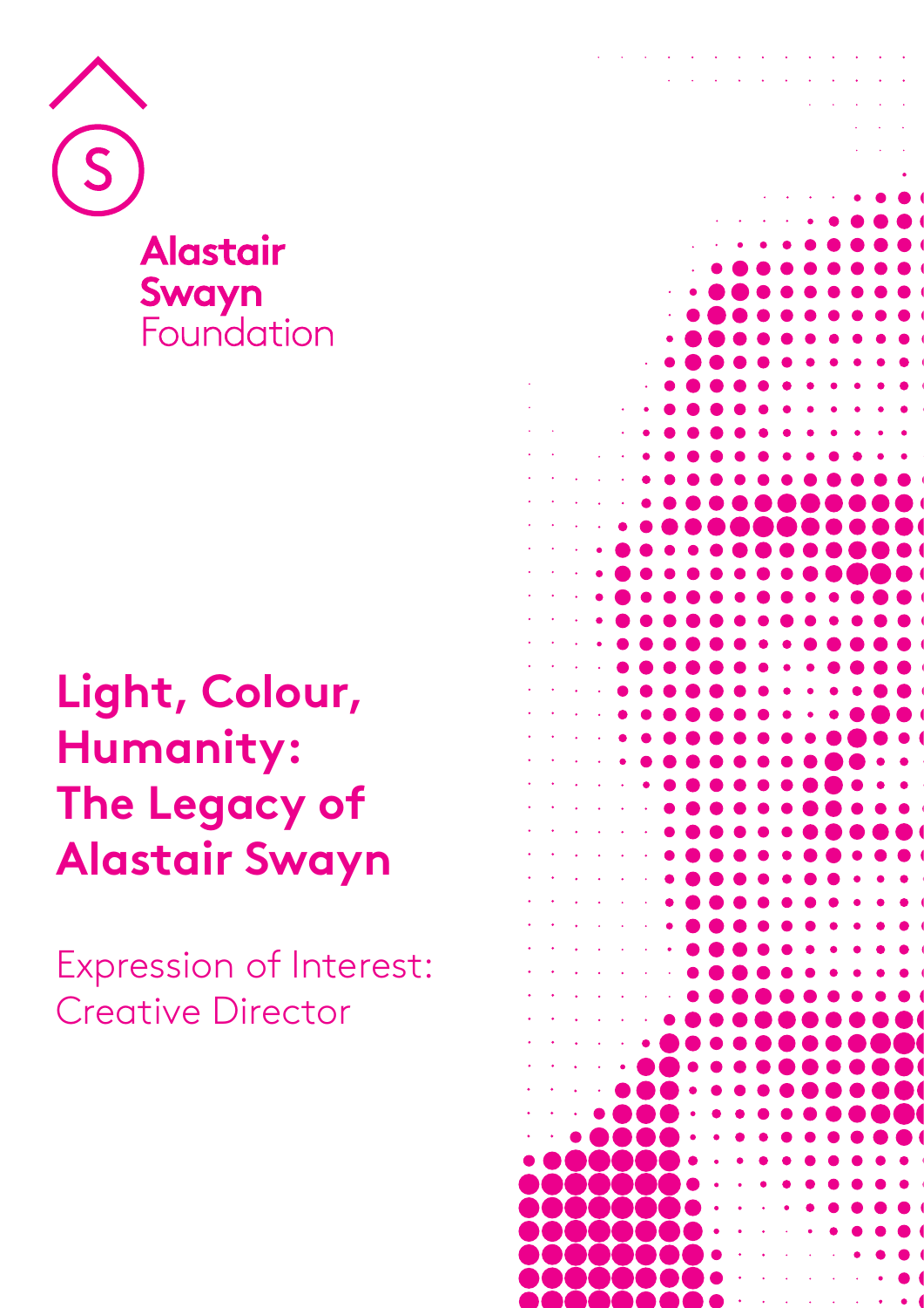Alastair Swayn Foundation

# Light, Colour, Humanity: The Legacy of Alastair Swayn

## Expression of Interest: Creative Director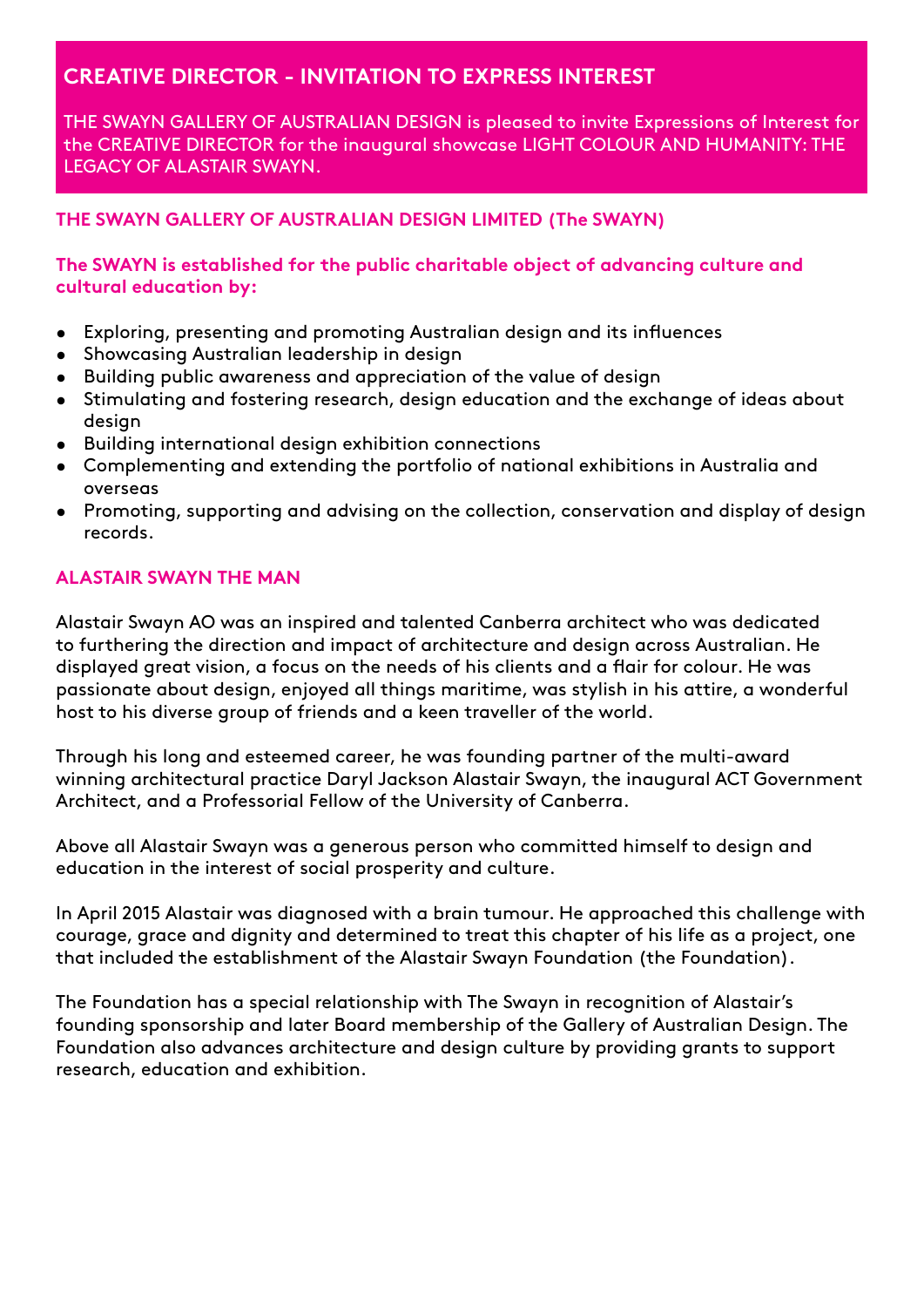## CREATIVE DIRECTOR - INVITATION TO EXPRESS INTEREST

THE SWAYN GALLERY OF AUSTRALIAN DESIGN is pleased to invite Expressions of Interest for the CREATIVE DIRECTOR for the inaugural showcase LIGHT COLOUR AND HUMANITY: THE LEGACY OF ALASTAIR SWAYN.

### THE SWAYN GALLERY OF AUSTRALIAN DESIGN LIMITED (The SWAYN)

**The SWAYN is established for the public charitable object of advancing culture and cultural education by:**

- Exploring, presenting and promoting Australian design and its influences
- Showcasing Australian leadership in design
- Building public awareness and appreciation of the value of design
- Stimulating and fostering research, design education and the exchange of ideas about design
- Building international design exhibition connections
- Complementing and extending the portfolio of national exhibitions in Australia and overseas
- Promoting, supporting and advising on the collection, conservation and display of design records.

### ALASTAIR SWAYN THE MAN

Alastair Swayn AO was an inspired and talented Canberra architect who was dedicated to furthering the direction and impact of architecture and design across Australian. He displayed great vision, a focus on the needs of his clients and a flair for colour. He was passionate about design, enjoyed all things maritime, was stylish in his attire, a wonderful host to his diverse group of friends and a keen traveller of the world.

Through his long and esteemed career, he was founding partner of the multi-award winning architectural practice Daryl Jackson Alastair Swayn, the inaugural ACT Government Architect, and a Professorial Fellow of the University of Canberra.

Above all Alastair Swayn was a generous person who committed himself to design and education in the interest of social prosperity and culture.

In April 2015 Alastair was diagnosed with a brain tumour. He approached this challenge with courage, grace and dignity and determined to treat this chapter of his life as a project, one that included the establishment of the Alastair Swayn Foundation (the Foundation).

The Foundation has a special relationship with The Swayn in recognition of Alastair's founding sponsorship and later Board membership of the Gallery of Australian Design. The Foundation also advances architecture and design culture by providing grants to support research, education and exhibition.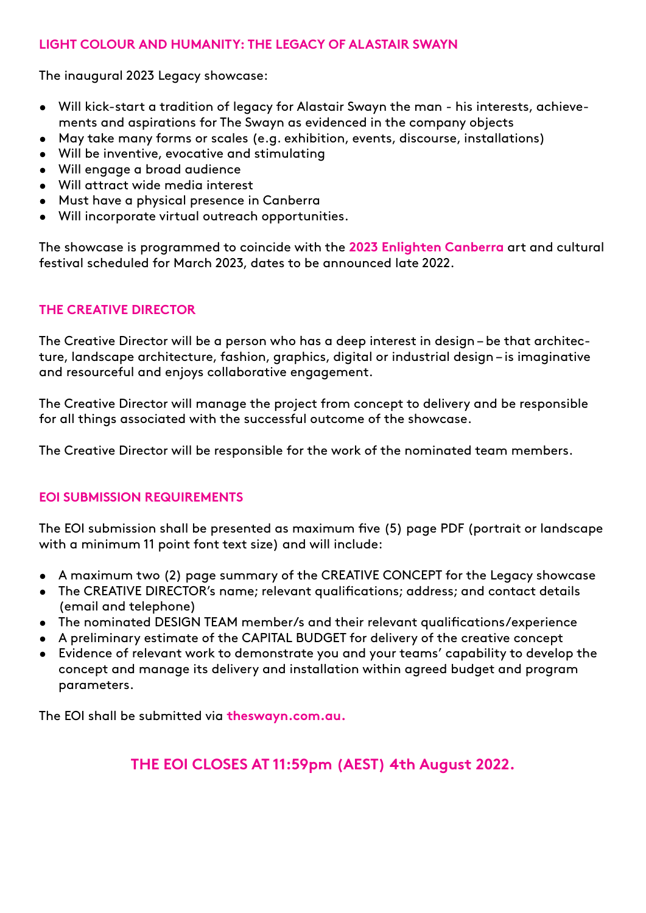## LIGHT COLOUR AND HUMANITY: THE LEGACY OF ALASTAIR SWAYN

The inaugural 2023 Legacy showcase:

- Will kick-start a tradition of legacy for Alastair Swayn the man - his interests, achievements and aspirations for The Swayn as evidenced in the company objects
- May take many forms or scales (e.g. exhibition, events, discourse, installations)
- Will be inventive, evocative and stimulating
- Will engage a broad audience
- Will attract wide media interest
- Must have a physical presence in Canberra
- Will incorporate virtual outreach opportunities.

The showcase is programmed to coincide with the **2023 Enlighten Canberra** art and cultural festival scheduled for March 2023, dates to be announced late 2022.

## THE CREATIVE DIRECTOR

The Creative Director will be a person who has a deep interest in design – be that architecture, landscape architecture, fashion, graphics, digital or industrial design – is imaginative and resourceful and enjoys collaborative engagement.

The Creative Director will manage the project from concept to delivery and be responsible for all things associated with the successful outcome of the showcase.

The Creative Director will be responsible for the work of the nominated team members.

## EOI SUBMISSION REQUIREMENTS

The EOI submission shall be presented as maximum five (5) page PDF (portrait or landscape with a minimum 11 point font text size) and will include:

- A maximum two (2) page summary of the CREATIVE CONCEPT for the Legacy showcase
- The CREATIVE DIRECTOR's name; relevant qualifications; address; and contact details (email and telephone)
- The nominated DESIGN TEAM member/s and their relevant qualifications/experience
- A preliminary estimate of the CAPITAL BUDGET for delivery of the creative concept
- Evidence of relevant work to demonstrate you and your teams' capability to develop the concept and manage its delivery and installation within agreed budget and program parameters.

The EOI shall be submitted via **theswayn.com.au.**

## THE EOI CLOSES AT 11:59pm (AEST) 4th August 2022.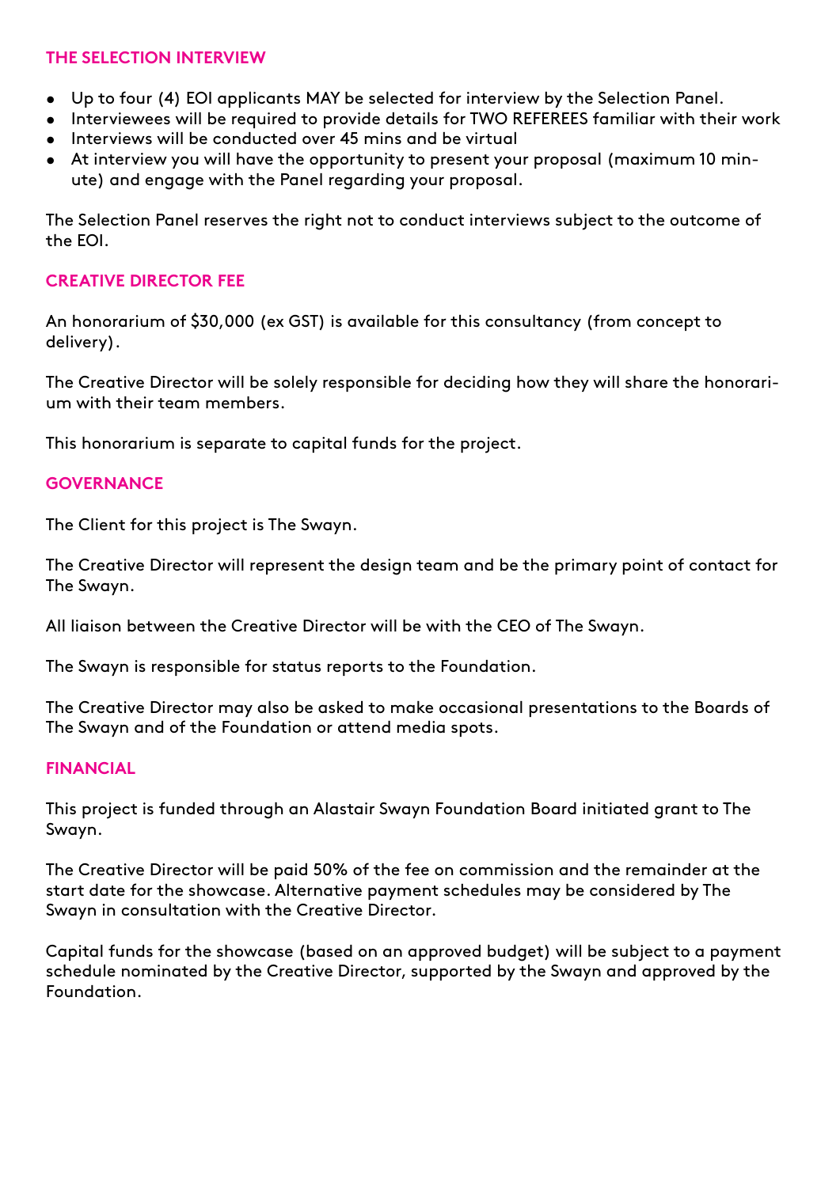## THE SELECTION INTERVIEW

- Up to four (4) EOI applicants MAY be selected for interview by the Selection Panel.
- Interviewees will be required to provide details for TWO REFEREES familiar with their work
- Interviews will be conducted over 45 mins and be virtual
- At interview you will have the opportunity to present your proposal (maximum 10 minute) and engage with the Panel regarding your proposal.

The Selection Panel reserves the right not to conduct interviews subject to the outcome of the EOI.

## CREATIVE DIRECTOR FEE

An honorarium of $30,000 (ex GST) is available for this consultancy (from concept to delivery).

The Creative Director will be solely responsible for deciding how they will share the honorarium with their team members.

This honorarium is separate to capital funds for the project.

## GOVERNANCE

The Client for this project is The Swayn.

The Creative Director will represent the design team and be the primary point of contact for The Swayn.

All liaison between the Creative Director will be with the CEO of The Swayn.

The Swayn is responsible for status reports to the Foundation.

The Creative Director may also be asked to make occasional presentations to the Boards of The Swayn and of the Foundation or attend media spots.

## FINANCIAL

This project is funded through an Alastair Swayn Foundation Board initiated grant to The Swayn.

The Creative Director will be paid 50% of the fee on commission and the remainder at the start date for the showcase. Alternative payment schedules may be considered by The Swayn in consultation with the Creative Director.

Capital funds for the showcase (based on an approved budget) will be subject to a payment schedule nominated by the Creative Director, supported by the Swayn and approved by the Foundation.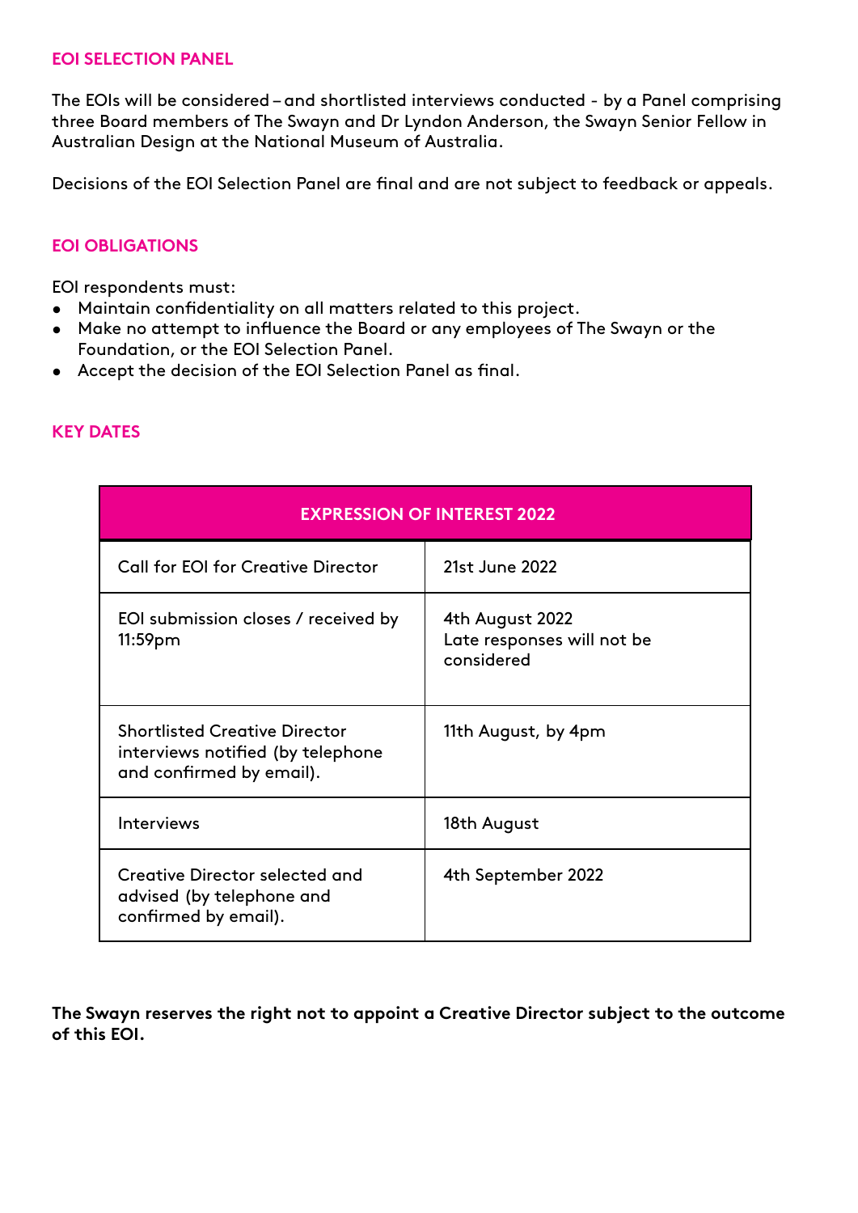## EOI SELECTION PANEL

The EOIs will be considered – and shortlisted interviews conducted - by a Panel comprising three Board members of The Swayn and Dr Lyndon Anderson, the Swayn Senior Fellow in Australian Design at the National Museum of Australia.

Decisions of the EOI Selection Panel are final and are not subject to feedback or appeals.

## EOI OBLIGATIONS

EOI respondents must:

- Maintain confidentiality on all matters related to this project.
- Make no attempt to influence the Board or any employees of The Swayn or the Foundation, or the EOI Selection Panel.
- Accept the decision of the EOI Selection Panel as final.

## KEY DATES

| EXPRESSION OF INTEREST 2022 | |
|---|---|
| Call for EOI for Creative Director | 21st June 2022 |
| EOI submission closes / received by 11:59pm | 4th August 2022<br>Late responses will not be considered |
| Shortlisted Creative Director interviews notified (by telephone and confirmed by email). | 11th August, by 4pm |
| Interviews | 18th August |
| Creative Director selected and advised (by telephone and confirmed by email). | 4th September 2022 |

**The Swayn reserves the right not to appoint a Creative Director subject to the outcome of this EOI.**